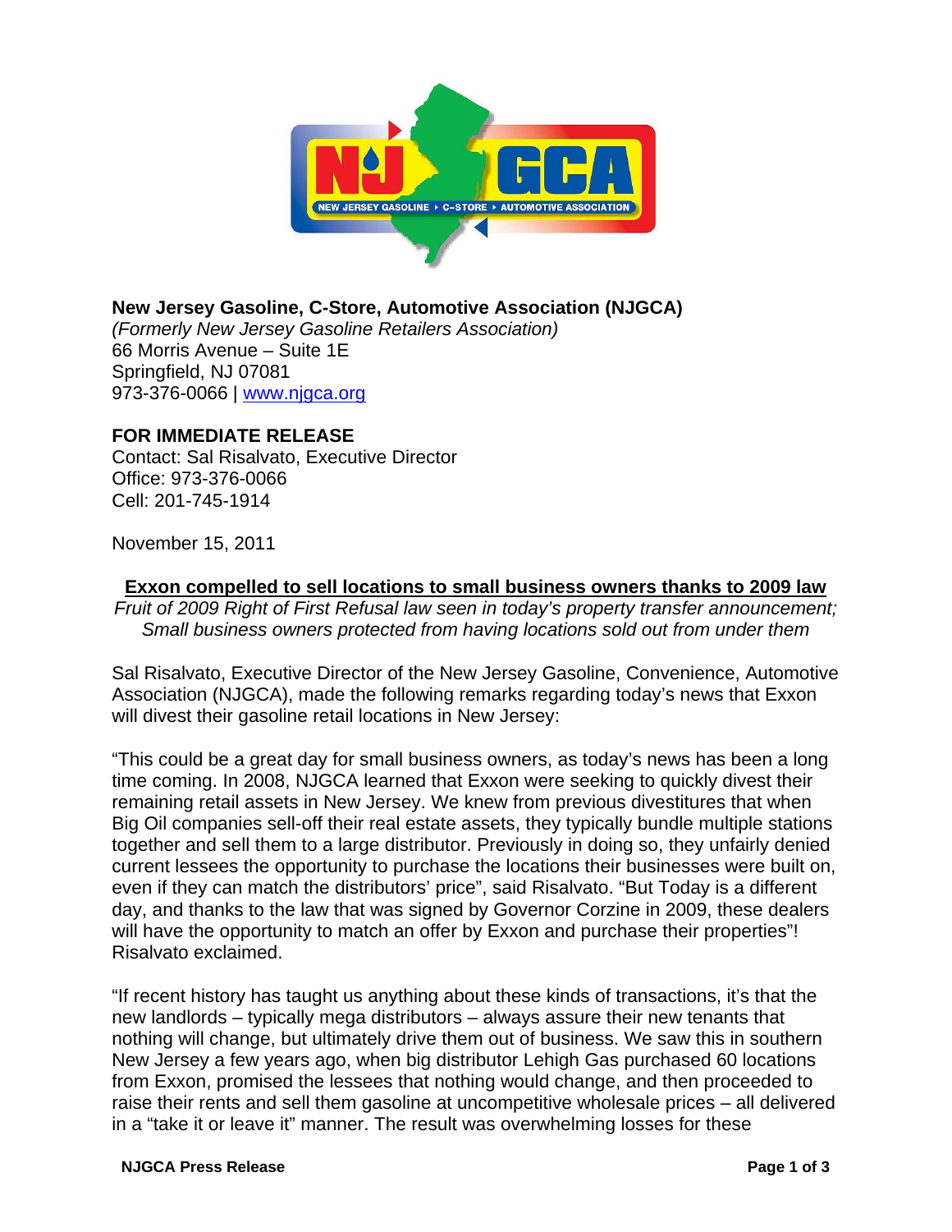**New Jersey Gasoline, C-Store, Automotive Association (NJGCA)**
*(Formerly New Jersey Gasoline Retailers Association)*
66 Morris Avenue – Suite 1E
Springfield, NJ 07081
973-376-0066 | www.njgca.org

**FOR IMMEDIATE RELEASE**
Contact: Sal Risalvato, Executive Director
Office: 973-376-0066
Cell: 201-745-1914

November 15, 2011

## Exxon compelled to sell locations to small business owners thanks to 2009 law

*Fruit of 2009 Right of First Refusal law seen in today's property transfer announcement; Small business owners protected from having locations sold out from under them*

Sal Risalvato, Executive Director of the New Jersey Gasoline, Convenience, Automotive Association (NJGCA), made the following remarks regarding today's news that Exxon will divest their gasoline retail locations in New Jersey:

"This could be a great day for small business owners, as today's news has been a long time coming. In 2008, NJGCA learned that Exxon were seeking to quickly divest their remaining retail assets in New Jersey. We knew from previous divestitures that when Big Oil companies sell-off their real estate assets, they typically bundle multiple stations together and sell them to a large distributor. Previously in doing so, they unfairly denied current lessees the opportunity to purchase the locations their businesses were built on, even if they can match the distributors' price", said Risalvato. "But Today is a different day, and thanks to the law that was signed by Governor Corzine in 2009, these dealers will have the opportunity to match an offer by Exxon and purchase their properties"! Risalvato exclaimed.

"If recent history has taught us anything about these kinds of transactions, it's that the new landlords – typically mega distributors – always assure their new tenants that nothing will change, but ultimately drive them out of business. We saw this in southern New Jersey a few years ago, when big distributor Lehigh Gas purchased 60 locations from Exxon, promised the lessees that nothing would change, and then proceeded to raise their rents and sell them gasoline at uncompetitive wholesale prices – all delivered in a "take it or leave it" manner. The result was overwhelming losses for these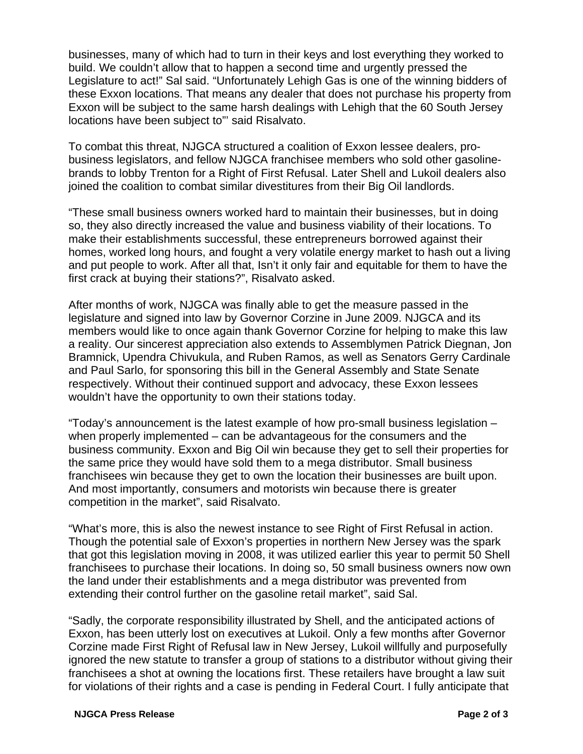businesses, many of which had to turn in their keys and lost everything they worked to build. We couldn't allow that to happen a second time and urgently pressed the Legislature to act!" Sal said. "Unfortunately Lehigh Gas is one of the winning bidders of these Exxon locations. That means any dealer that does not purchase his property from Exxon will be subject to the same harsh dealings with Lehigh that the 60 South Jersey locations have been subject to"' said Risalvato.

To combat this threat, NJGCA structured a coalition of Exxon lessee dealers, pro-business legislators, and fellow NJGCA franchisee members who sold other gasoline-brands to lobby Trenton for a Right of First Refusal. Later Shell and Lukoil dealers also joined the coalition to combat similar divestitures from their Big Oil landlords.

"These small business owners worked hard to maintain their businesses, but in doing so, they also directly increased the value and business viability of their locations. To make their establishments successful, these entrepreneurs borrowed against their homes, worked long hours, and fought a very volatile energy market to hash out a living and put people to work. After all that, Isn't it only fair and equitable for them to have the first crack at buying their stations?", Risalvato asked.

After months of work, NJGCA was finally able to get the measure passed in the legislature and signed into law by Governor Corzine in June 2009. NJGCA and its members would like to once again thank Governor Corzine for helping to make this law a reality. Our sincerest appreciation also extends to Assemblymen Patrick Diegnan, Jon Bramnick, Upendra Chivukula, and Ruben Ramos, as well as Senators Gerry Cardinale and Paul Sarlo, for sponsoring this bill in the General Assembly and State Senate respectively. Without their continued support and advocacy, these Exxon lessees wouldn't have the opportunity to own their stations today.

"Today's announcement is the latest example of how pro-small business legislation – when properly implemented – can be advantageous for the consumers and the business community. Exxon and Big Oil win because they get to sell their properties for the same price they would have sold them to a mega distributor. Small business franchisees win because they get to own the location their businesses are built upon. And most importantly, consumers and motorists win because there is greater competition in the market", said Risalvato.

"What's more, this is also the newest instance to see Right of First Refusal in action. Though the potential sale of Exxon's properties in northern New Jersey was the spark that got this legislation moving in 2008, it was utilized earlier this year to permit 50 Shell franchisees to purchase their locations. In doing so, 50 small business owners now own the land under their establishments and a mega distributor was prevented from extending their control further on the gasoline retail market", said Sal.

"Sadly, the corporate responsibility illustrated by Shell, and the anticipated actions of Exxon, has been utterly lost on executives at Lukoil. Only a few months after Governor Corzine made First Right of Refusal law in New Jersey, Lukoil willfully and purposefully ignored the new statute to transfer a group of stations to a distributor without giving their franchisees a shot at owning the locations first. These retailers have brought a law suit for violations of their rights and a case is pending in Federal Court. I fully anticipate that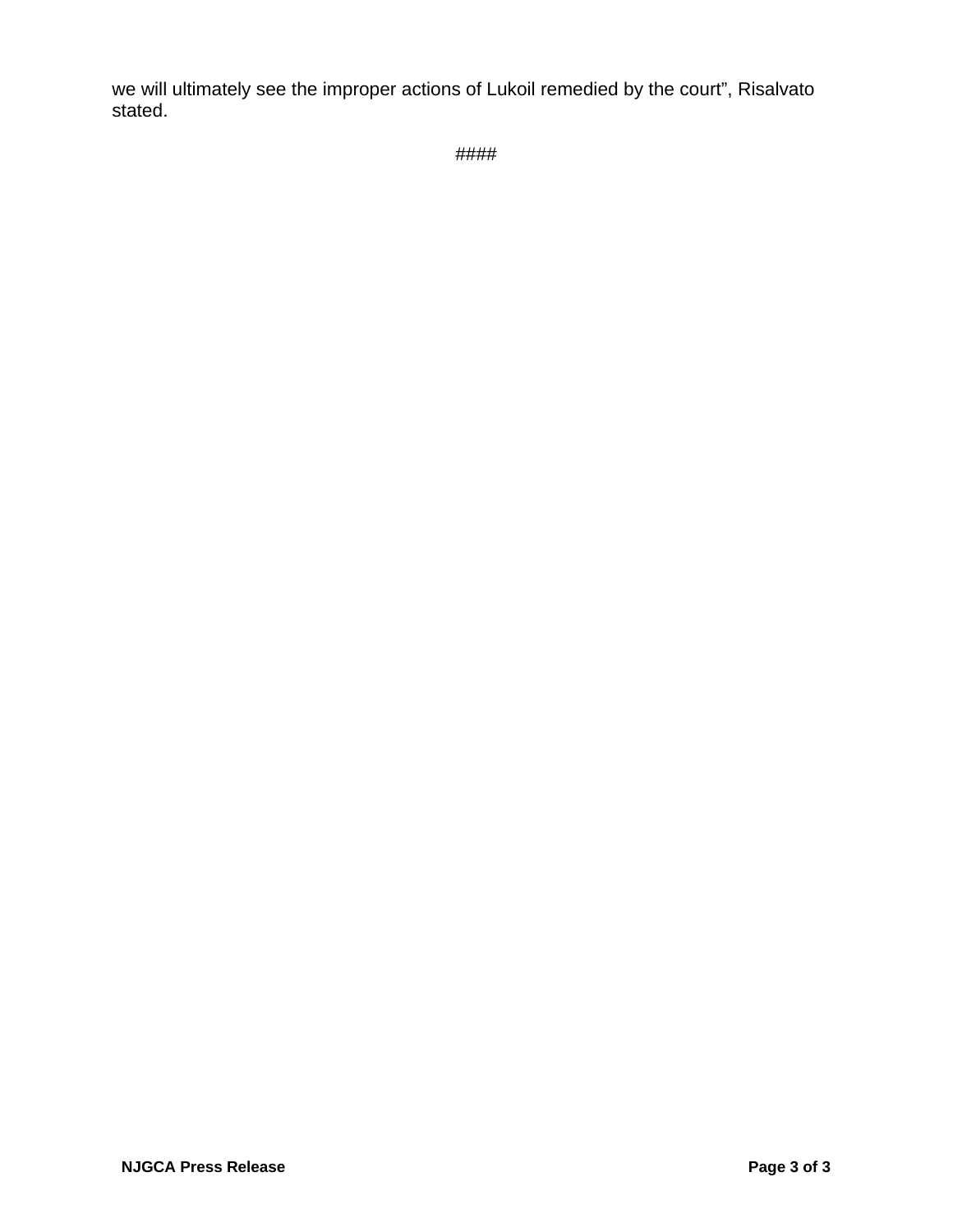we will ultimately see the improper actions of Lukoil remedied by the court", Risalvato stated.

####